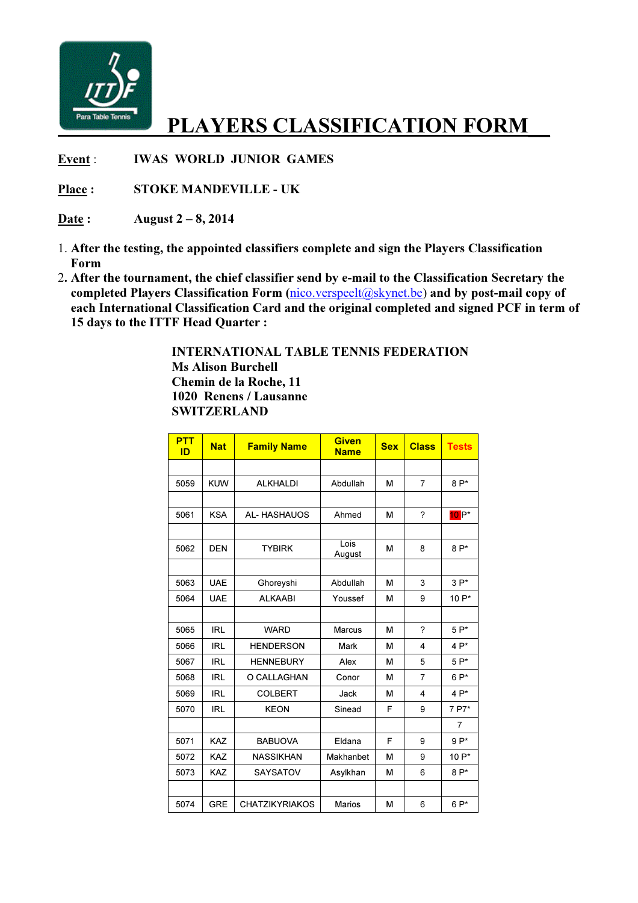ITTF Para Table Tennis

# PLAYERS CLASSIFICATION FORM

**Event** : **IWAS WORLD JUNIOR GAMES**

**Place** : **STOKE MANDEVILLE - UK**

**Date** : **August 2 – 8, 2014**

1. **After the testing, the appointed classifiers complete and sign the Players Classification Form**
2. **After the tournament, the chief classifier send by e-mail to the Classification Secretary the completed Players Classification Form (nico.verspeelt@skynet.be) and by post-mail copy of each International Classification Card and the original completed and signed PCF in term of 15 days to the ITTF Head Quarter :**

**INTERNATIONAL TABLE TENNIS FEDERATION**
**Ms Alison Burchell**
**Chemin de la Roche, 11**
**1020 Renens / Lausanne**
**SWITZERLAND**

| PTT ID | Nat | Family Name | Given Name | Sex | Class | Tests |
|---|---|---|---|---|---|---|
| | | | | | | |
| 5059 | KUW | ALKHALDI | Abdullah | M | 7 | 8 P* |
| | | | | | | |
| 5061 | KSA | AL- HASHAUOS | Ahmed | M | ? | 10 P* |
| | | | | | | |
| 5062 | DEN | TYBIRK | Lois August | M | 8 | 8 P* |
| | | | | | | |
| 5063 | UAE | Ghoreyshi | Abdullah | M | 3 | 3 P* |
| 5064 | UAE | ALKAABI | Youssef | M | 9 | 10 P* |
| | | | | | | |
| 5065 | IRL | WARD | Marcus | M | ? | 5 P* |
| 5066 | IRL | HENDERSON | Mark | M | 4 | 4 P* |
| 5067 | IRL | HENNEBURY | Alex | M | 5 | 5 P* |
| 5068 | IRL | O CALLAGHAN | Conor | M | 7 | 6 P* |
| 5069 | IRL | COLBERT | Jack | M | 4 | 4 P* |
| 5070 | IRL | KEON | Sinead | F | 9 | 7 P7* |
| | | | | | | 7 |
| 5071 | KAZ | BABUOVA | Eldana | F | 9 | 9 P* |
| 5072 | KAZ | NASSIKHAN | Makhanbet | M | 9 | 10 P* |
| 5073 | KAZ | SAYSATOV | Asylkhan | M | 6 | 8 P* |
| | | | | | | |
| 5074 | GRE | CHATZIKYRIAKOS | Marios | M | 6 | 6 P* |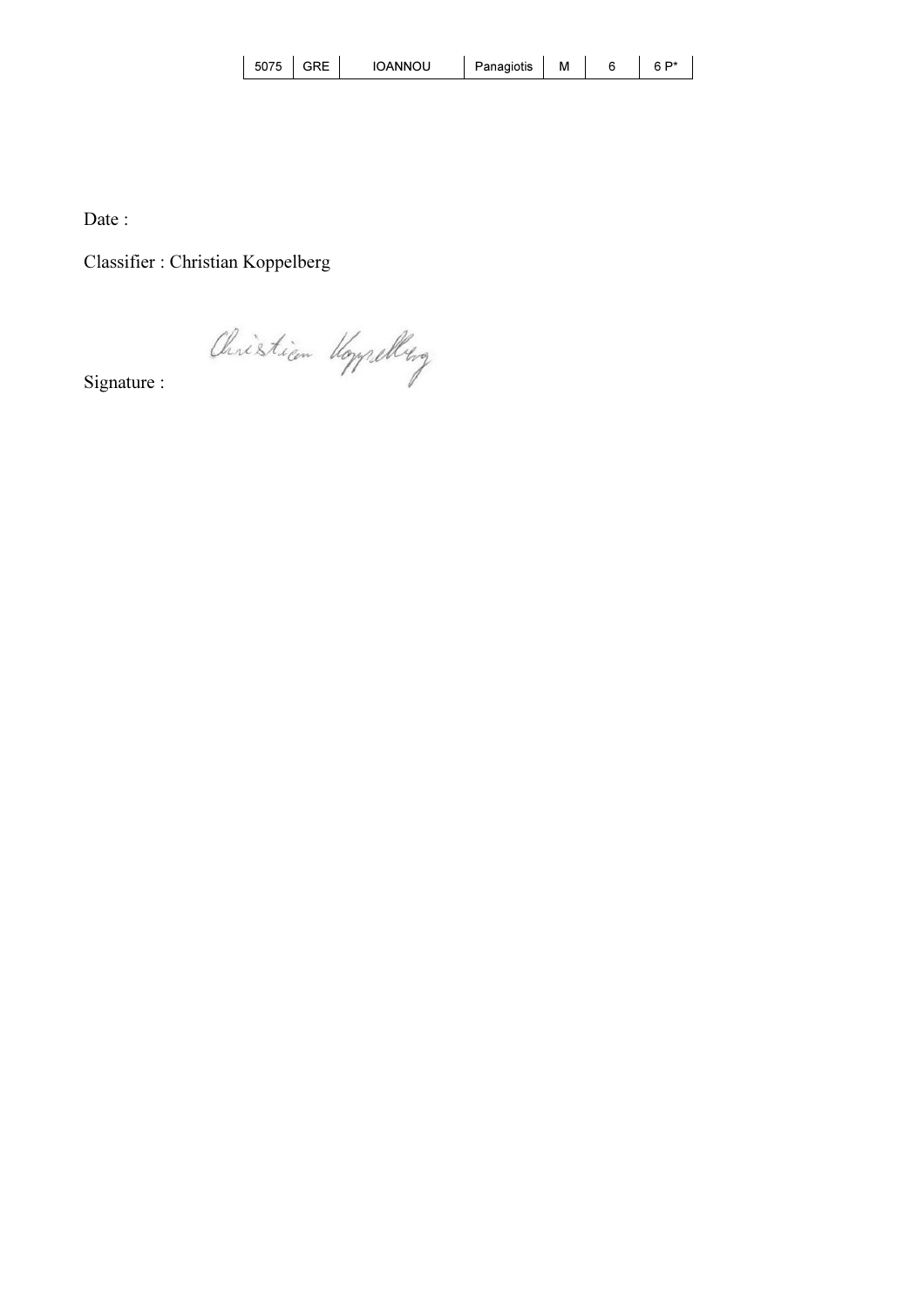| | | | | | | |
|---|---|---|---|---|---|---|
| 5075 | GRE | IOANNOU | Panagiotis | M | 6 | 6 P* |

Date :

Classifier : Christian Koppelberg

Signature : Christian Koppelberg